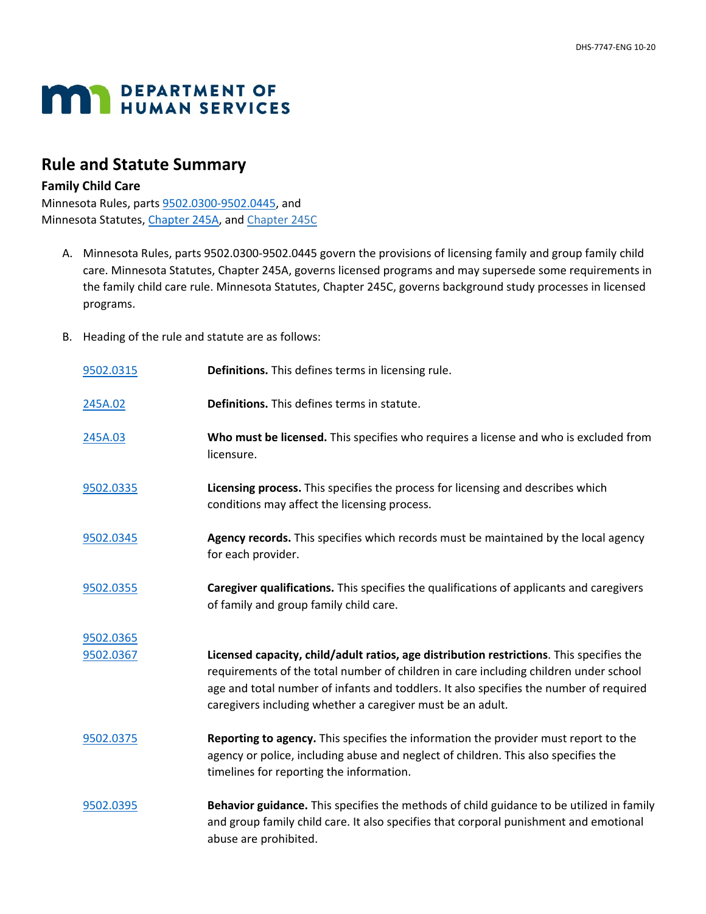DHS-7747-ENG 10-20

# DEPARTMENT OF HUMAN SERVICES

## Rule and Statute Summary

### Family Child Care

Minnesota Rules, parts 9502.0300-9502.0445, and
Minnesota Statutes, Chapter 245A, and Chapter 245C

A. Minnesota Rules, parts 9502.0300-9502.0445 govern the provisions of licensing family and group family child care. Minnesota Statutes, Chapter 245A, governs licensed programs and may supersede some requirements in the family child care rule. Minnesota Statutes, Chapter 245C, governs background study processes in licensed programs.

B. Heading of the rule and statute are as follows:

| | |
|---|---|
| 9502.0315 | **Definitions.** This defines terms in licensing rule. |
| 245A.02 | **Definitions.** This defines terms in statute. |
| 245A.03 | **Who must be licensed.** This specifies who requires a license and who is excluded from licensure. |
| 9502.0335 | **Licensing process.** This specifies the process for licensing and describes which conditions may affect the licensing process. |
| 9502.0345 | **Agency records.** This specifies which records must be maintained by the local agency for each provider. |
| 9502.0355 | **Caregiver qualifications.** This specifies the qualifications of applicants and caregivers of family and group family child care. |
| 9502.0365<br>9502.0367 | **Licensed capacity, child/adult ratios, age distribution restrictions**. This specifies the requirements of the total number of children in care including children under school age and total number of infants and toddlers. It also specifies the number of required caregivers including whether a caregiver must be an adult. |
| 9502.0375 | **Reporting to agency.** This specifies the information the provider must report to the agency or police, including abuse and neglect of children. This also specifies the timelines for reporting the information. |
| 9502.0395 | **Behavior guidance.** This specifies the methods of child guidance to be utilized in family and group family child care. It also specifies that corporal punishment and emotional abuse are prohibited. |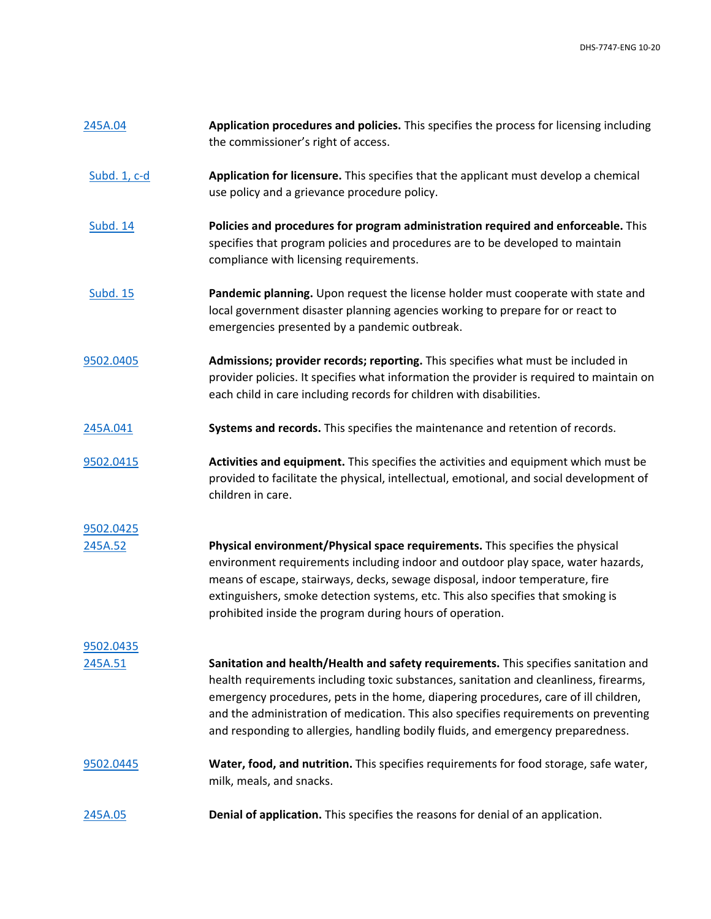| | |
|---|---|
| 245A.04 | **Application procedures and policies.** This specifies the process for licensing including the commissioner's right of access. |
| Subd. 1, c-d | **Application for licensure.** This specifies that the applicant must develop a chemical use policy and a grievance procedure policy. |
| Subd. 14 | **Policies and procedures for program administration required and enforceable.** This specifies that program policies and procedures are to be developed to maintain compliance with licensing requirements. |
| Subd. 15 | **Pandemic planning.** Upon request the license holder must cooperate with state and local government disaster planning agencies working to prepare for or react to emergencies presented by a pandemic outbreak. |
| 9502.0405 | **Admissions; provider records; reporting.** This specifies what must be included in provider policies. It specifies what information the provider is required to maintain on each child in care including records for children with disabilities. |
| 245A.041 | **Systems and records.** This specifies the maintenance and retention of records. |
| 9502.0415 | **Activities and equipment.** This specifies the activities and equipment which must be provided to facilitate the physical, intellectual, emotional, and social development of children in care. |
| 9502.0425<br>245A.52 | **Physical environment/Physical space requirements.** This specifies the physical environment requirements including indoor and outdoor play space, water hazards, means of escape, stairways, decks, sewage disposal, indoor temperature, fire extinguishers, smoke detection systems, etc. This also specifies that smoking is prohibited inside the program during hours of operation. |
| 9502.0435<br>245A.51 | **Sanitation and health/Health and safety requirements.** This specifies sanitation and health requirements including toxic substances, sanitation and cleanliness, firearms, emergency procedures, pets in the home, diapering procedures, care of ill children, and the administration of medication. This also specifies requirements on preventing and responding to allergies, handling bodily fluids, and emergency preparedness. |
| 9502.0445 | **Water, food, and nutrition.** This specifies requirements for food storage, safe water, milk, meals, and snacks. |
| 245A.05 | **Denial of application.** This specifies the reasons for denial of an application. |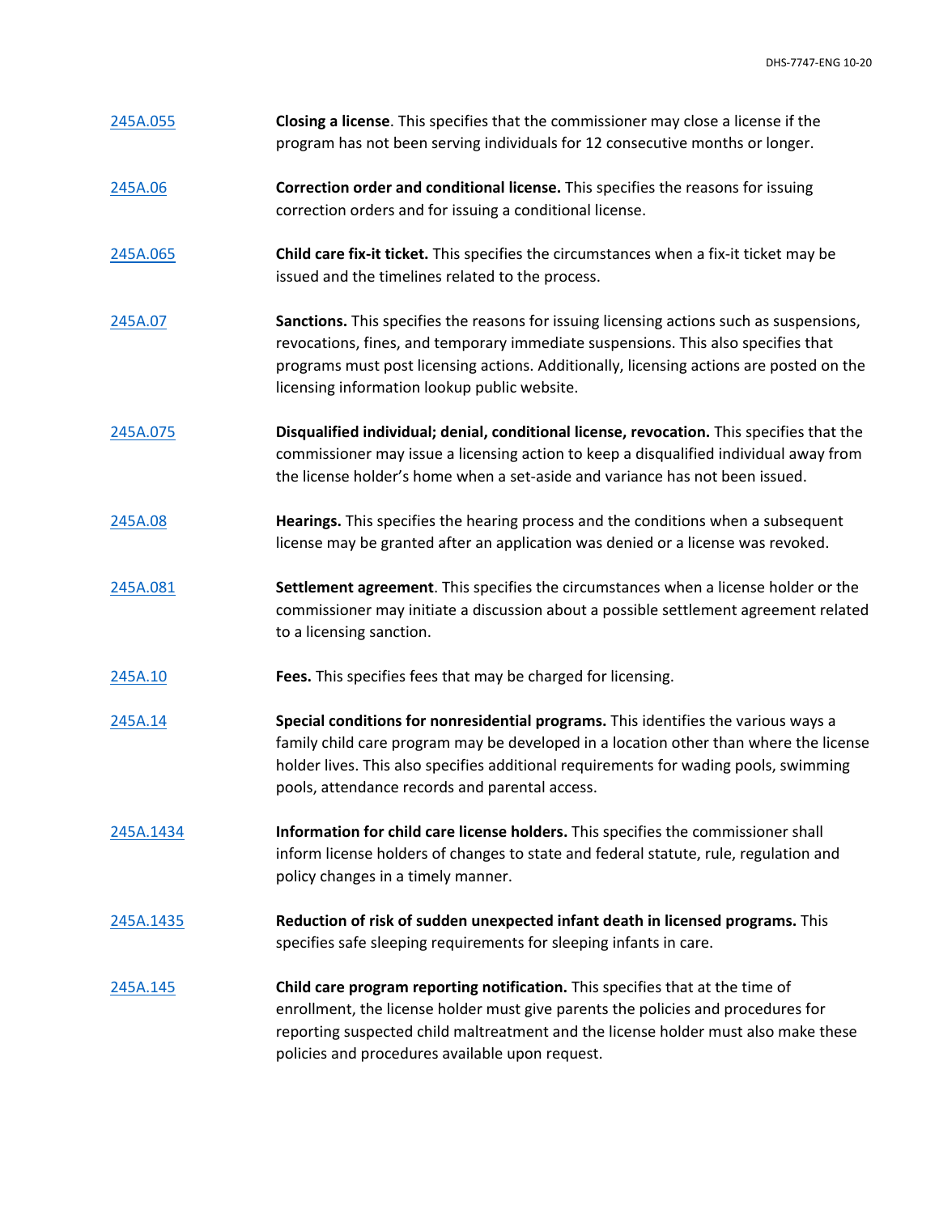| | |
|---|---|
| 245A.055 | **Closing a license**. This specifies that the commissioner may close a license if the program has not been serving individuals for 12 consecutive months or longer. |
| 245A.06 | **Correction order and conditional license.** This specifies the reasons for issuing correction orders and for issuing a conditional license. |
| 245A.065 | **Child care fix-it ticket.** This specifies the circumstances when a fix-it ticket may be issued and the timelines related to the process. |
| 245A.07 | **Sanctions.** This specifies the reasons for issuing licensing actions such as suspensions, revocations, fines, and temporary immediate suspensions. This also specifies that programs must post licensing actions. Additionally, licensing actions are posted on the licensing information lookup public website. |
| 245A.075 | **Disqualified individual; denial, conditional license, revocation.** This specifies that the commissioner may issue a licensing action to keep a disqualified individual away from the license holder's home when a set-aside and variance has not been issued. |
| 245A.08 | **Hearings.** This specifies the hearing process and the conditions when a subsequent license may be granted after an application was denied or a license was revoked. |
| 245A.081 | **Settlement agreement**. This specifies the circumstances when a license holder or the commissioner may initiate a discussion about a possible settlement agreement related to a licensing sanction. |
| 245A.10 | **Fees.** This specifies fees that may be charged for licensing. |
| 245A.14 | **Special conditions for nonresidential programs.** This identifies the various ways a family child care program may be developed in a location other than where the license holder lives. This also specifies additional requirements for wading pools, swimming pools, attendance records and parental access. |
| 245A.1434 | **Information for child care license holders.** This specifies the commissioner shall inform license holders of changes to state and federal statute, rule, regulation and policy changes in a timely manner. |
| 245A.1435 | **Reduction of risk of sudden unexpected infant death in licensed programs.** This specifies safe sleeping requirements for sleeping infants in care. |
| 245A.145 | **Child care program reporting notification.** This specifies that at the time of enrollment, the license holder must give parents the policies and procedures for reporting suspected child maltreatment and the license holder must also make these policies and procedures available upon request. |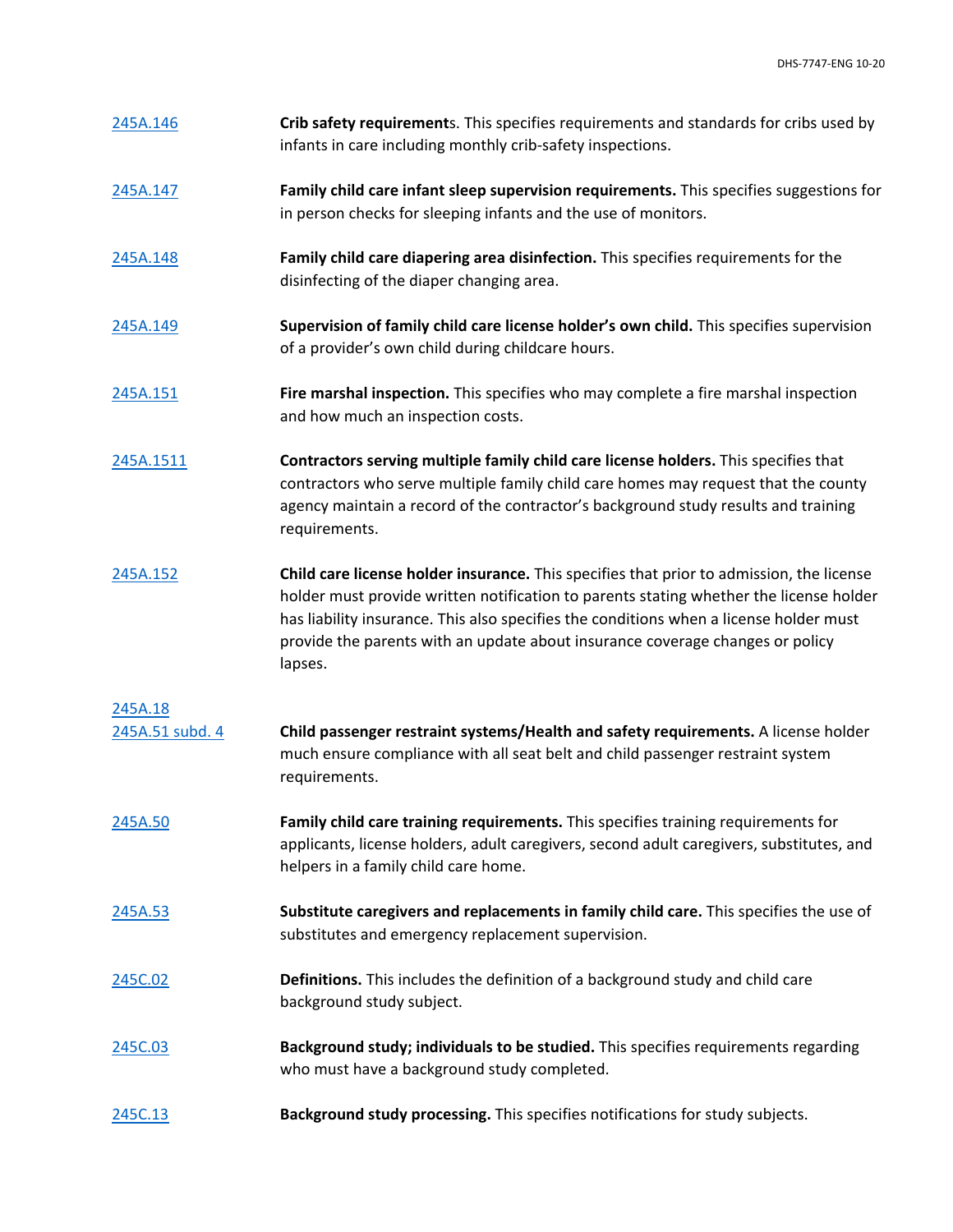| | |
|---|---|
| [245A.146] | **Crib safety requirement**s. This specifies requirements and standards for cribs used by infants in care including monthly crib-safety inspections. |
| [245A.147] | **Family child care infant sleep supervision requirements.** This specifies suggestions for in person checks for sleeping infants and the use of monitors. |
| [245A.148] | **Family child care diapering area disinfection.** This specifies requirements for the disinfecting of the diaper changing area. |
| [245A.149] | **Supervision of family child care license holder's own child.** This specifies supervision of a provider's own child during childcare hours. |
| [245A.151] | **Fire marshal inspection.** This specifies who may complete a fire marshal inspection and how much an inspection costs. |
| [245A.1511] | **Contractors serving multiple family child care license holders.** This specifies that contractors who serve multiple family child care homes may request that the county agency maintain a record of the contractor's background study results and training requirements. |
| [245A.152] | **Child care license holder insurance.** This specifies that prior to admission, the license holder must provide written notification to parents stating whether the license holder has liability insurance. This also specifies the conditions when a license holder must provide the parents with an update about insurance coverage changes or policy lapses. |
| [245A.18] [245A.51 subd. 4] | **Child passenger restraint systems/Health and safety requirements.** A license holder much ensure compliance with all seat belt and child passenger restraint system requirements. |
| [245A.50] | **Family child care training requirements.** This specifies training requirements for applicants, license holders, adult caregivers, second adult caregivers, substitutes, and helpers in a family child care home. |
| [245A.53] | **Substitute caregivers and replacements in family child care.** This specifies the use of substitutes and emergency replacement supervision. |
| [245C.02] | **Definitions.** This includes the definition of a background study and child care background study subject. |
| [245C.03] | **Background study; individuals to be studied.** This specifies requirements regarding who must have a background study completed. |
| [245C.13] | **Background study processing.** This specifies notifications for study subjects. |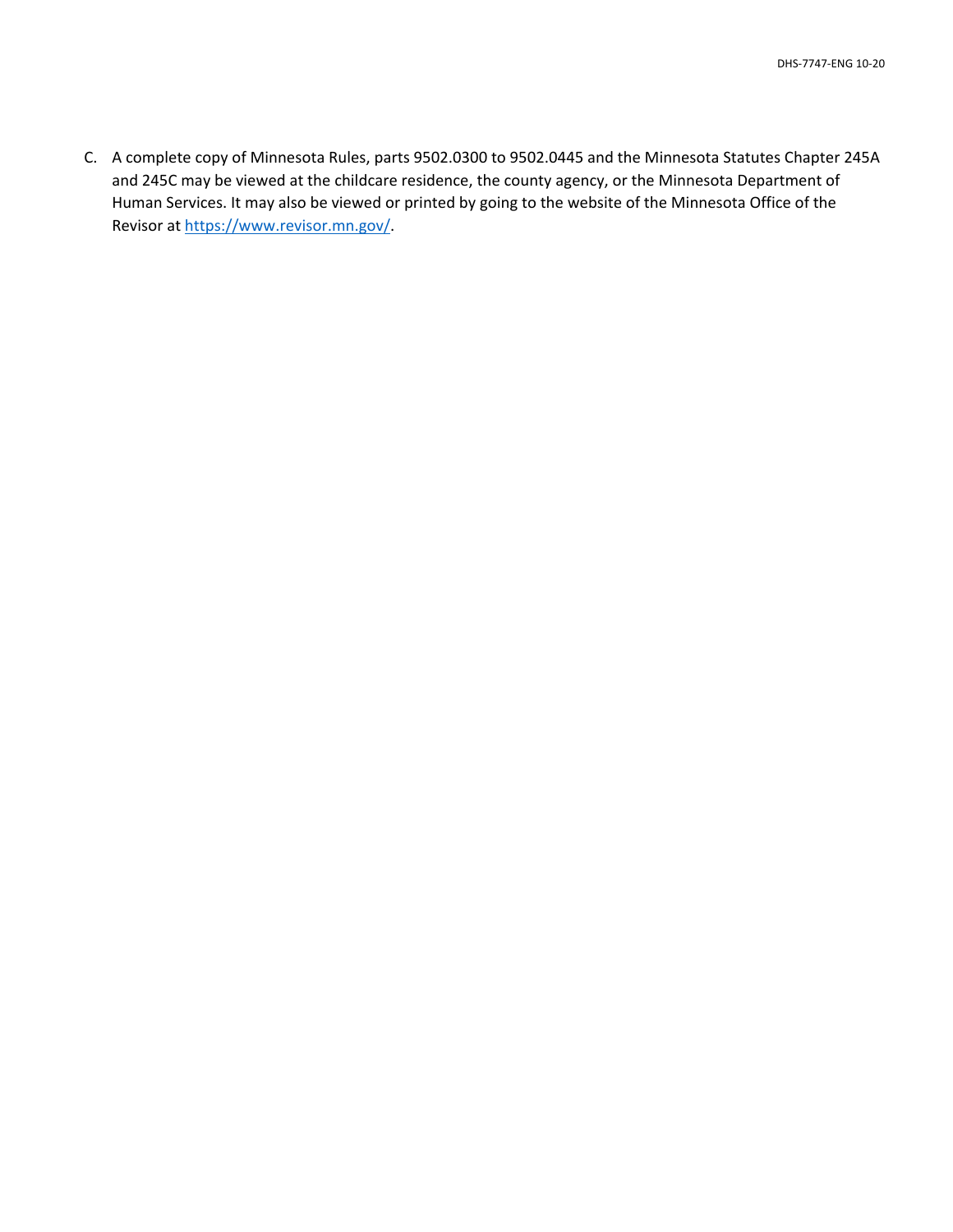C. A complete copy of Minnesota Rules, parts 9502.0300 to 9502.0445 and the Minnesota Statutes Chapter 245A and 245C may be viewed at the childcare residence, the county agency, or the Minnesota Department of Human Services. It may also be viewed or printed by going to the website of the Minnesota Office of the Revisor at https://www.revisor.mn.gov/.